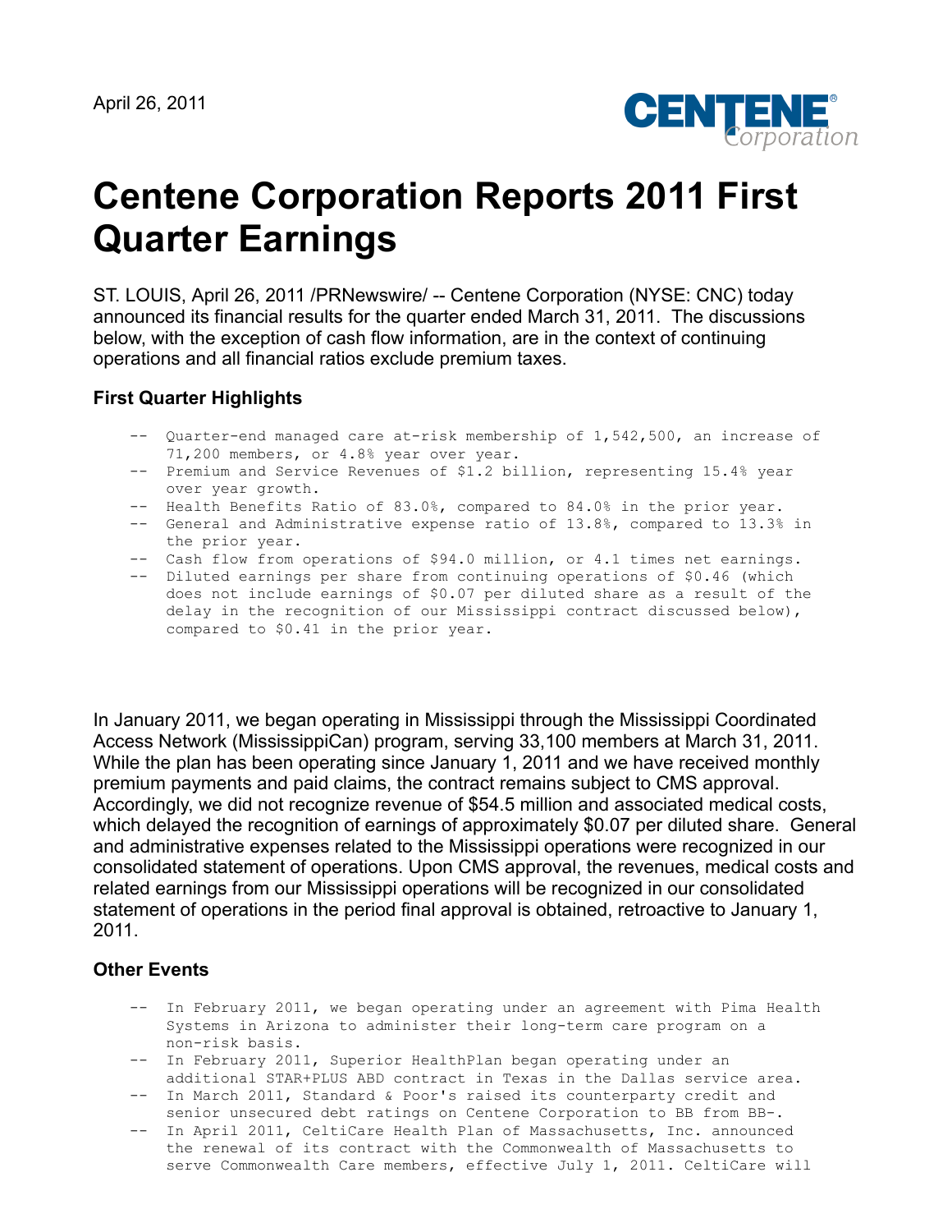April 26, 2011

# Centene Corporation Reports 2011 First Quarter Earnings

ST. LOUIS, April 26, 2011 /PRNewswire/ -- Centene Corporation (NYSE: CNC) today announced its financial results for the quarter ended March 31, 2011. The discussions below, with the exception of cash flow information, are in the context of continuing operations and all financial ratios exclude premium taxes.

### First Quarter Highlights

- Quarter-end managed care at-risk membership of 1,542,500, an increase of 71,200 members, or 4.8% year over year.
- Premium and Service Revenues of $1.2 billion, representing 15.4% year over year growth.
- Health Benefits Ratio of 83.0%, compared to 84.0% in the prior year.
- General and Administrative expense ratio of 13.8%, compared to 13.3% in the prior year.
- Cash flow from operations of $94.0 million, or 4.1 times net earnings.
- Diluted earnings per share from continuing operations of $0.46 (which does not include earnings of $0.07 per diluted share as a result of the delay in the recognition of our Mississippi contract discussed below), compared to $0.41 in the prior year.

In January 2011, we began operating in Mississippi through the Mississippi Coordinated Access Network (MississippiCan) program, serving 33,100 members at March 31, 2011. While the plan has been operating since January 1, 2011 and we have received monthly premium payments and paid claims, the contract remains subject to CMS approval. Accordingly, we did not recognize revenue of $54.5 million and associated medical costs, which delayed the recognition of earnings of approximately $0.07 per diluted share. General and administrative expenses related to the Mississippi operations were recognized in our consolidated statement of operations. Upon CMS approval, the revenues, medical costs and related earnings from our Mississippi operations will be recognized in our consolidated statement of operations in the period final approval is obtained, retroactive to January 1, 2011.

### Other Events

- In February 2011, we began operating under an agreement with Pima Health Systems in Arizona to administer their long-term care program on a non-risk basis.
- In February 2011, Superior HealthPlan began operating under an additional STAR+PLUS ABD contract in Texas in the Dallas service area.
- In March 2011, Standard & Poor's raised its counterparty credit and senior unsecured debt ratings on Centene Corporation to BB from BB-.
- In April 2011, CeltiCare Health Plan of Massachusetts, Inc. announced the renewal of its contract with the Commonwealth of Massachusetts to serve Commonwealth Care members, effective July 1, 2011. CeltiCare will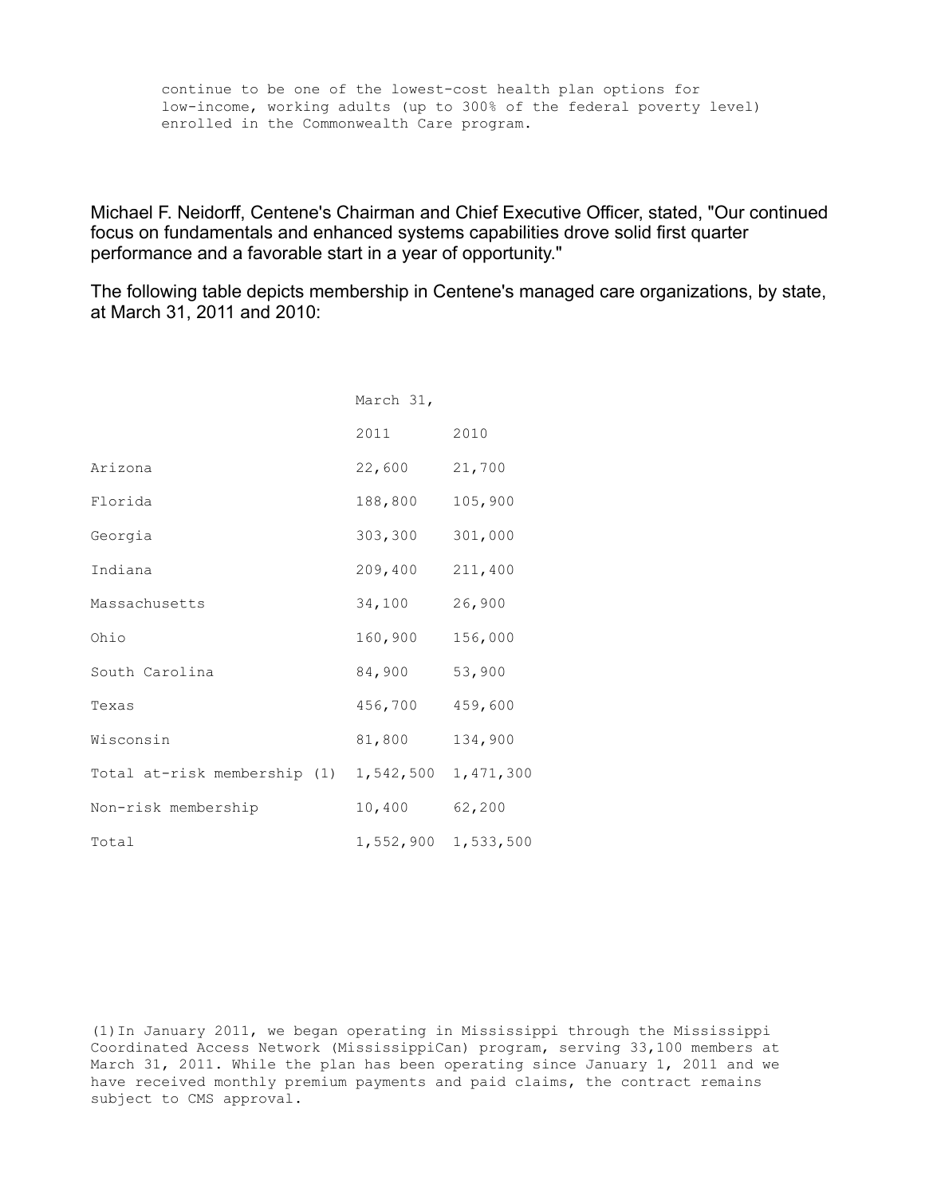continue to be one of the lowest-cost health plan options for low-income, working adults (up to 300% of the federal poverty level) enrolled in the Commonwealth Care program.

Michael F. Neidorff, Centene's Chairman and Chief Executive Officer, stated, "Our continued focus on fundamentals and enhanced systems capabilities drove solid first quarter performance and a favorable start in a year of opportunity."

The following table depicts membership in Centene's managed care organizations, by state, at March 31, 2011 and 2010:

| | March 31, | |
|---|---|---|
| | 2011 | 2010 |
| Arizona | 22,600 | 21,700 |
| Florida | 188,800 | 105,900 |
| Georgia | 303,300 | 301,000 |
| Indiana | 209,400 | 211,400 |
| Massachusetts | 34,100 | 26,900 |
| Ohio | 160,900 | 156,000 |
| South Carolina | 84,900 | 53,900 |
| Texas | 456,700 | 459,600 |
| Wisconsin | 81,800 | 134,900 |
| Total at-risk membership (1) | 1,542,500 | 1,471,300 |
| Non-risk membership | 10,400 | 62,200 |
| Total | 1,552,900 | 1,533,500 |

(1) In January 2011, we began operating in Mississippi through the Mississippi Coordinated Access Network (MississippiCan) program, serving 33,100 members at March 31, 2011. While the plan has been operating since January 1, 2011 and we have received monthly premium payments and paid claims, the contract remains subject to CMS approval.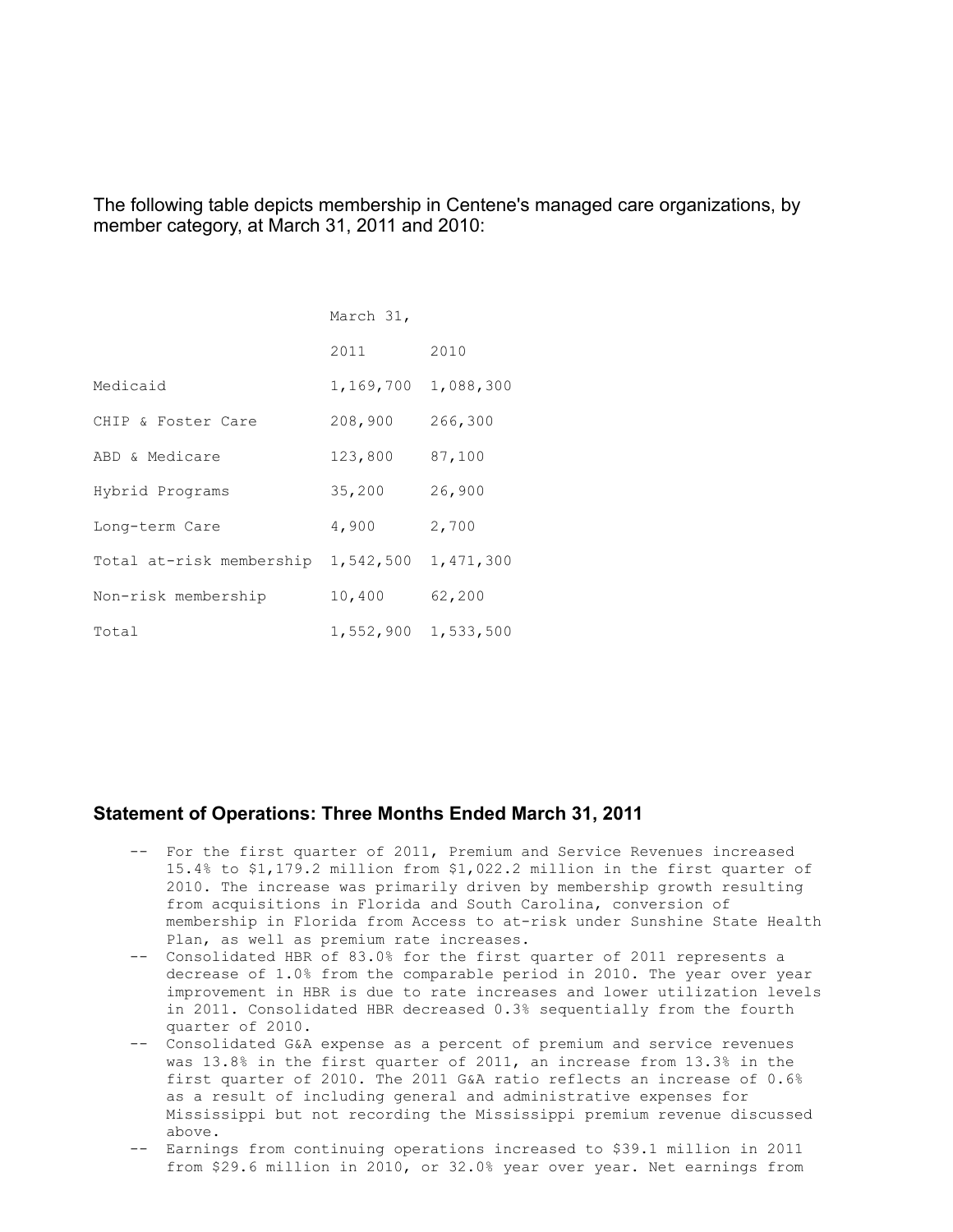The following table depicts membership in Centene's managed care organizations, by member category, at March 31, 2011 and 2010:

| | March 31, | |
|---|---|---|
| | 2011 | 2010 |
| Medicaid | 1,169,700 | 1,088,300 |
| CHIP & Foster Care | 208,900 | 266,300 |
| ABD & Medicare | 123,800 | 87,100 |
| Hybrid Programs | 35,200 | 26,900 |
| Long-term Care | 4,900 | 2,700 |
| Total at-risk membership | 1,542,500 | 1,471,300 |
| Non-risk membership | 10,400 | 62,200 |
| Total | 1,552,900 | 1,533,500 |

### Statement of Operations: Three Months Ended March 31, 2011

- For the first quarter of 2011, Premium and Service Revenues increased 15.4% to $1,179.2 million from $1,022.2 million in the first quarter of 2010. The increase was primarily driven by membership growth resulting from acquisitions in Florida and South Carolina, conversion of membership in Florida from Access to at-risk under Sunshine State Health Plan, as well as premium rate increases.
- Consolidated HBR of 83.0% for the first quarter of 2011 represents a decrease of 1.0% from the comparable period in 2010. The year over year improvement in HBR is due to rate increases and lower utilization levels in 2011. Consolidated HBR decreased 0.3% sequentially from the fourth quarter of 2010.
- Consolidated G&A expense as a percent of premium and service revenues was 13.8% in the first quarter of 2011, an increase from 13.3% in the first quarter of 2010. The 2011 G&A ratio reflects an increase of 0.6% as a result of including general and administrative expenses for Mississippi but not recording the Mississippi premium revenue discussed above.
- Earnings from continuing operations increased to $39.1 million in 2011 from $29.6 million in 2010, or 32.0% year over year. Net earnings from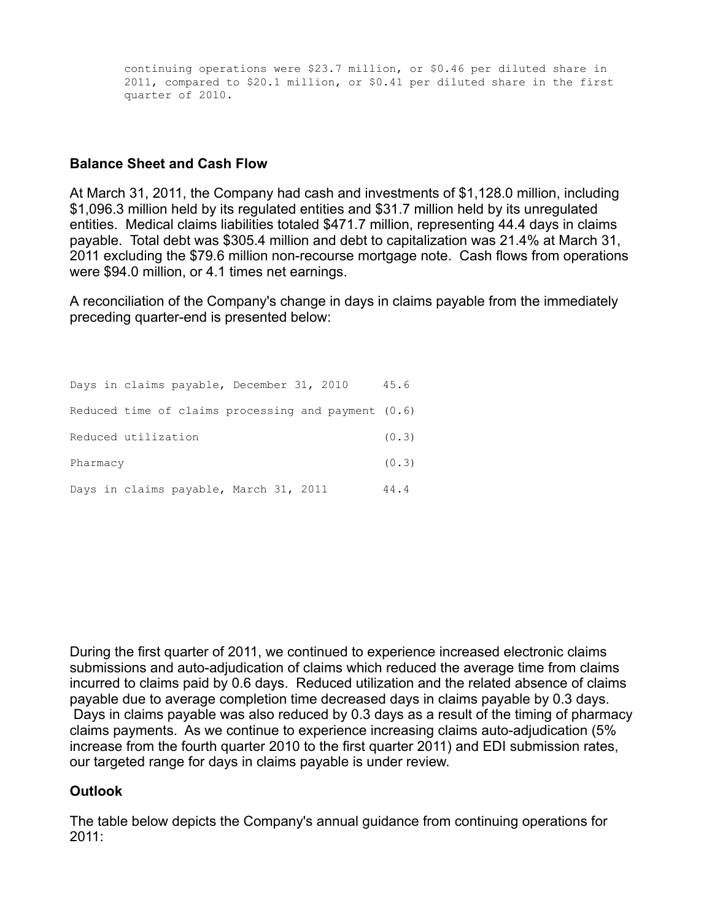continuing operations were $23.7 million, or $0.46 per diluted share in 2011, compared to $20.1 million, or $0.41 per diluted share in the first quarter of 2010.

## Balance Sheet and Cash Flow

At March 31, 2011, the Company had cash and investments of $1,128.0 million, including $1,096.3 million held by its regulated entities and $31.7 million held by its unregulated entities. Medical claims liabilities totaled $471.7 million, representing 44.4 days in claims payable. Total debt was $305.4 million and debt to capitalization was 21.4% at March 31, 2011 excluding the $79.6 million non-recourse mortgage note. Cash flows from operations were $94.0 million, or 4.1 times net earnings.

A reconciliation of the Company's change in days in claims payable from the immediately preceding quarter-end is presented below:

| | |
|---|---|
| Days in claims payable, December 31, 2010 | 45.6 |
| Reduced time of claims processing and payment | (0.6) |
| Reduced utilization | (0.3) |
| Pharmacy | (0.3) |
| Days in claims payable, March 31, 2011 | 44.4 |

During the first quarter of 2011, we continued to experience increased electronic claims submissions and auto-adjudication of claims which reduced the average time from claims incurred to claims paid by 0.6 days. Reduced utilization and the related absence of claims payable due to average completion time decreased days in claims payable by 0.3 days. Days in claims payable was also reduced by 0.3 days as a result of the timing of pharmacy claims payments. As we continue to experience increasing claims auto-adjudication (5% increase from the fourth quarter 2010 to the first quarter 2011) and EDI submission rates, our targeted range for days in claims payable is under review.

## Outlook

The table below depicts the Company's annual guidance from continuing operations for 2011: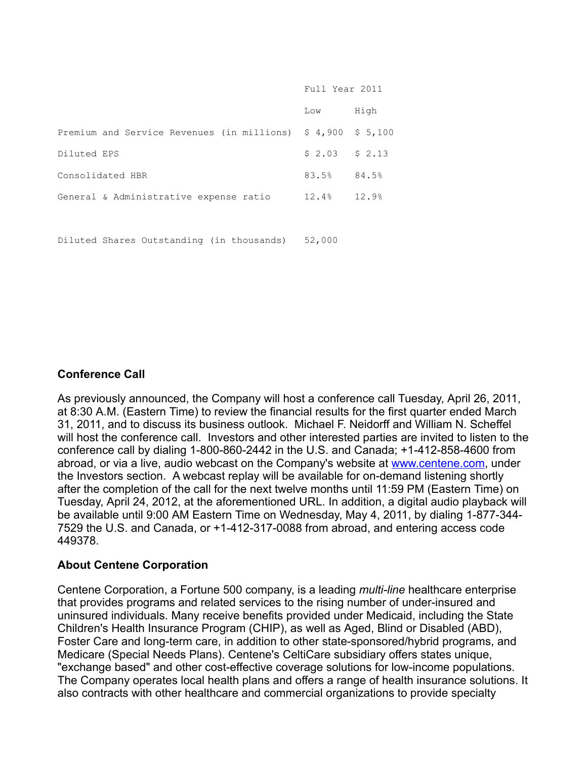| | Full Year 2011 | |
|---|---|---|
| | Low | High |
| Premium and Service Revenues (in millions) | $ 4,900 | $ 5,100 |
| Diluted EPS | $ 2.03 | $ 2.13 |
| Consolidated HBR | 83.5% | 84.5% |
| General & Administrative expense ratio | 12.4% | 12.9% |
| | | |
| Diluted Shares Outstanding (in thousands) | 52,000 | |

**Conference Call**

As previously announced, the Company will host a conference call Tuesday, April 26, 2011, at 8:30 A.M. (Eastern Time) to review the financial results for the first quarter ended March 31, 2011, and to discuss its business outlook. Michael F. Neidorff and William N. Scheffel will host the conference call. Investors and other interested parties are invited to listen to the conference call by dialing 1-800-860-2442 in the U.S. and Canada; +1-412-858-4600 from abroad, or via a live, audio webcast on the Company's website at www.centene.com, under the Investors section. A webcast replay will be available for on-demand listening shortly after the completion of the call for the next twelve months until 11:59 PM (Eastern Time) on Tuesday, April 24, 2012, at the aforementioned URL. In addition, a digital audio playback will be available until 9:00 AM Eastern Time on Wednesday, May 4, 2011, by dialing 1-877-344-7529 the U.S. and Canada, or +1-412-317-0088 from abroad, and entering access code 449378.

**About Centene Corporation**

Centene Corporation, a Fortune 500 company, is a leading *multi-line* healthcare enterprise that provides programs and related services to the rising number of under-insured and uninsured individuals. Many receive benefits provided under Medicaid, including the State Children's Health Insurance Program (CHIP), as well as Aged, Blind or Disabled (ABD), Foster Care and long-term care, in addition to other state-sponsored/hybrid programs, and Medicare (Special Needs Plans). Centene's CeltiCare subsidiary offers states unique, "exchange based" and other cost-effective coverage solutions for low-income populations. The Company operates local health plans and offers a range of health insurance solutions. It also contracts with other healthcare and commercial organizations to provide specialty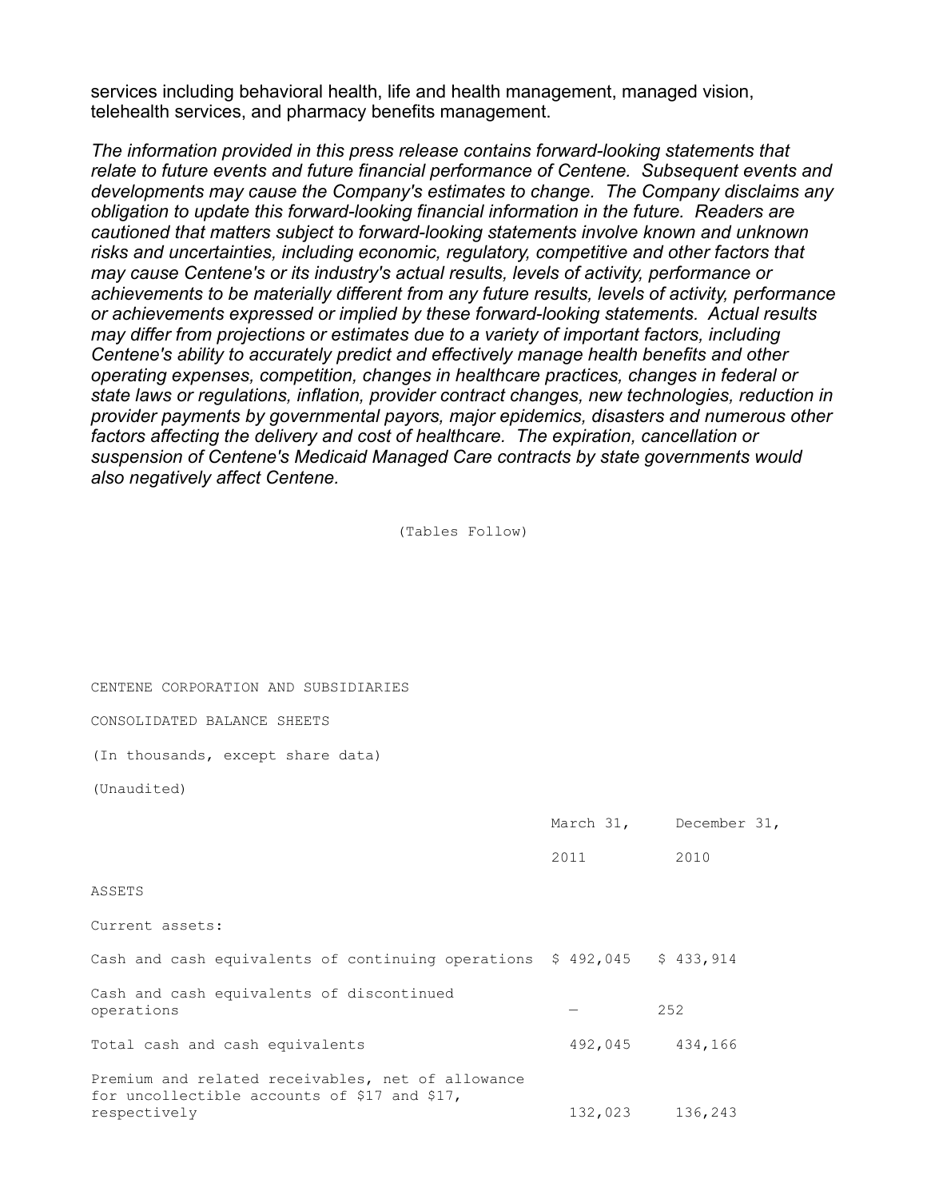services including behavioral health, life and health management, managed vision, telehealth services, and pharmacy benefits management.

*The information provided in this press release contains forward-looking statements that relate to future events and future financial performance of Centene. Subsequent events and developments may cause the Company's estimates to change. The Company disclaims any obligation to update this forward-looking financial information in the future. Readers are cautioned that matters subject to forward-looking statements involve known and unknown risks and uncertainties, including economic, regulatory, competitive and other factors that may cause Centene's or its industry's actual results, levels of activity, performance or achievements to be materially different from any future results, levels of activity, performance or achievements expressed or implied by these forward-looking statements. Actual results may differ from projections or estimates due to a variety of important factors, including Centene's ability to accurately predict and effectively manage health benefits and other operating expenses, competition, changes in healthcare practices, changes in federal or state laws or regulations, inflation, provider contract changes, new technologies, reduction in provider payments by governmental payors, major epidemics, disasters and numerous other factors affecting the delivery and cost of healthcare. The expiration, cancellation or suspension of Centene's Medicaid Managed Care contracts by state governments would also negatively affect Centene.*

(Tables Follow)

CENTENE CORPORATION AND SUBSIDIARIES

CONSOLIDATED BALANCE SHEETS

(In thousands, except share data)

(Unaudited)

| | March 31, 2011 | December 31, 2010 |
|---|---|---|
| ASSETS | | |
| Current assets: | | |
| Cash and cash equivalents of continuing operations | $ 492,045 | $ 433,914 |
| Cash and cash equivalents of discontinued operations | — | 252 |
| Total cash and cash equivalents | 492,045 | 434,166 |
| Premium and related receivables, net of allowance for uncollectible accounts of $17 and $17, respectively | 132,023 | 136,243 |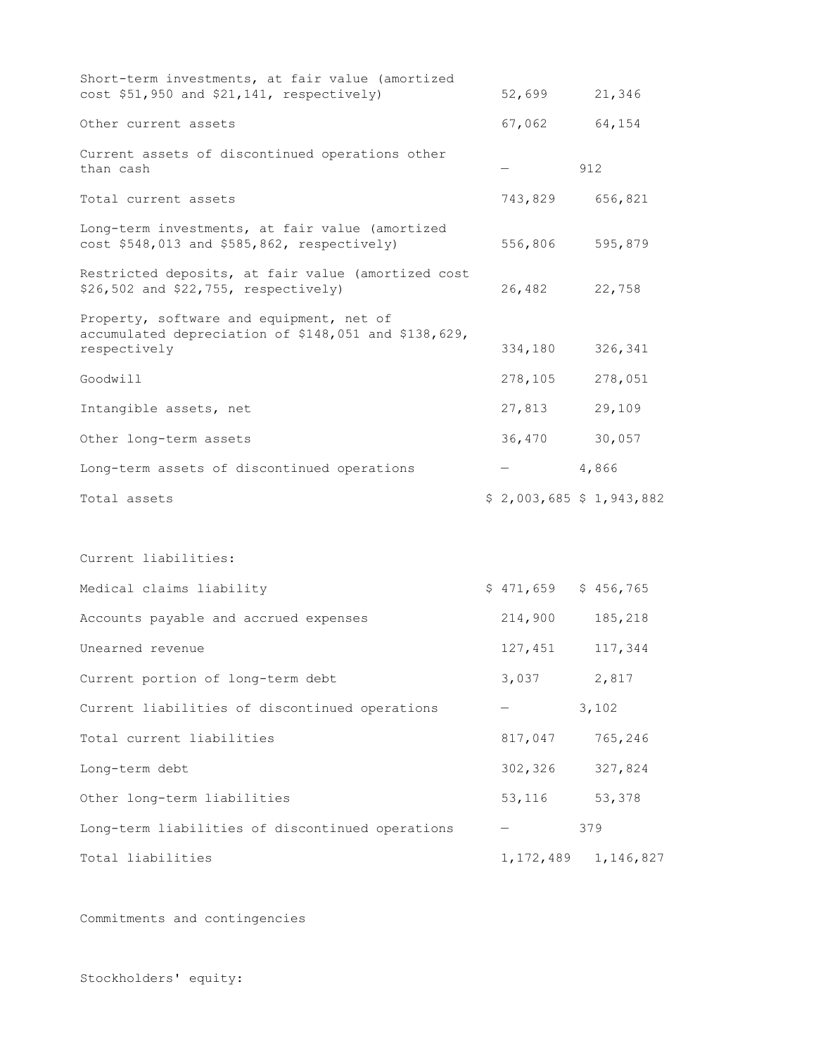| | | |
|---|---|---|
| Short-term investments, at fair value (amortized cost $51,950 and $21,141, respectively) | 52,699 | 21,346 |
| Other current assets | 67,062 | 64,154 |
| Current assets of discontinued operations other than cash | — | 912 |
| Total current assets | 743,829 | 656,821 |
| Long-term investments, at fair value (amortized cost $548,013 and $585,862, respectively) | 556,806 | 595,879 |
| Restricted deposits, at fair value (amortized cost $26,502 and $22,755, respectively) | 26,482 | 22,758 |
| Property, software and equipment, net of accumulated depreciation of $148,051 and $138,629, respectively | 334,180 | 326,341 |
| Goodwill | 278,105 | 278,051 |
| Intangible assets, net | 27,813 | 29,109 |
| Other long-term assets | 36,470 | 30,057 |
| Long-term assets of discontinued operations | — | 4,866 |
| Total assets | $ 2,003,685 | $ 1,943,882 |
| | | |
| Current liabilities: | | |
| Medical claims liability | $ 471,659 | $ 456,765 |
| Accounts payable and accrued expenses | 214,900 | 185,218 |
| Unearned revenue | 127,451 | 117,344 |
| Current portion of long-term debt | 3,037 | 2,817 |
| Current liabilities of discontinued operations | — | 3,102 |
| Total current liabilities | 817,047 | 765,246 |
| Long-term debt | 302,326 | 327,824 |
| Other long-term liabilities | 53,116 | 53,378 |
| Long-term liabilities of discontinued operations | — | 379 |
| Total liabilities | 1,172,489 | 1,146,827 |
| | | |
| Commitments and contingencies | | |
| | | |
| Stockholders' equity: | | |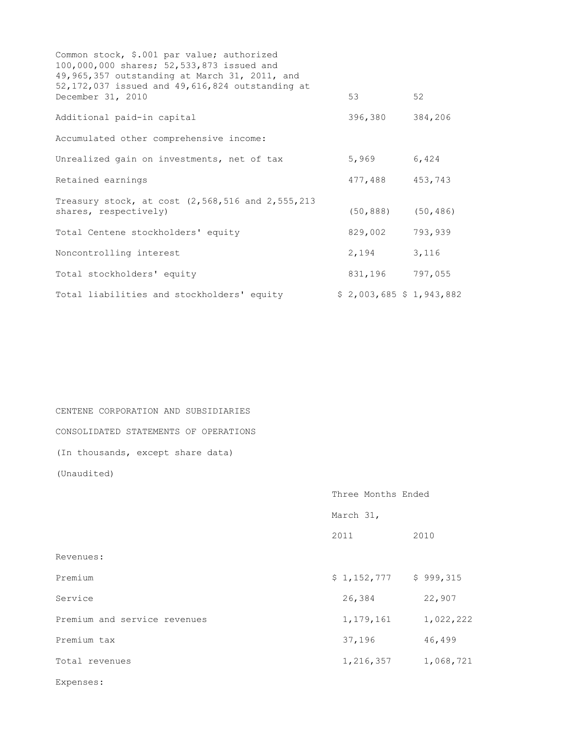| | | |
|---|---|---|
| Common stock, $.001 par value; authorized 100,000,000 shares; 52,533,873 issued and 49,965,357 outstanding at March 31, 2011, and 52,172,037 issued and 49,616,824 outstanding at December 31, 2010 | 53 | 52 |
| Additional paid-in capital | 396,380 | 384,206 |
| Accumulated other comprehensive income: | | |
| Unrealized gain on investments, net of tax | 5,969 | 6,424 |
| Retained earnings | 477,488 | 453,743 |
| Treasury stock, at cost (2,568,516 and 2,555,213 shares, respectively) | (50,888) | (50,486) |
| Total Centene stockholders' equity | 829,002 | 793,939 |
| Noncontrolling interest | 2,194 | 3,116 |
| Total stockholders' equity | 831,196 | 797,055 |
| Total liabilities and stockholders' equity | $ 2,003,685 | $ 1,943,882 |

CENTENE CORPORATION AND SUBSIDIARIES

CONSOLIDATED STATEMENTS OF OPERATIONS

(In thousands, except share data)

(Unaudited)

| | Three Months Ended | |
|---|---|---|
| | March 31, | |
| | 2011 | 2010 |
| Revenues: | | |
| Premium | $ 1,152,777 | $ 999,315 |
| Service | 26,384 | 22,907 |
| Premium and service revenues | 1,179,161 | 1,022,222 |
| Premium tax | 37,196 | 46,499 |
| Total revenues | 1,216,357 | 1,068,721 |
| Expenses: | | |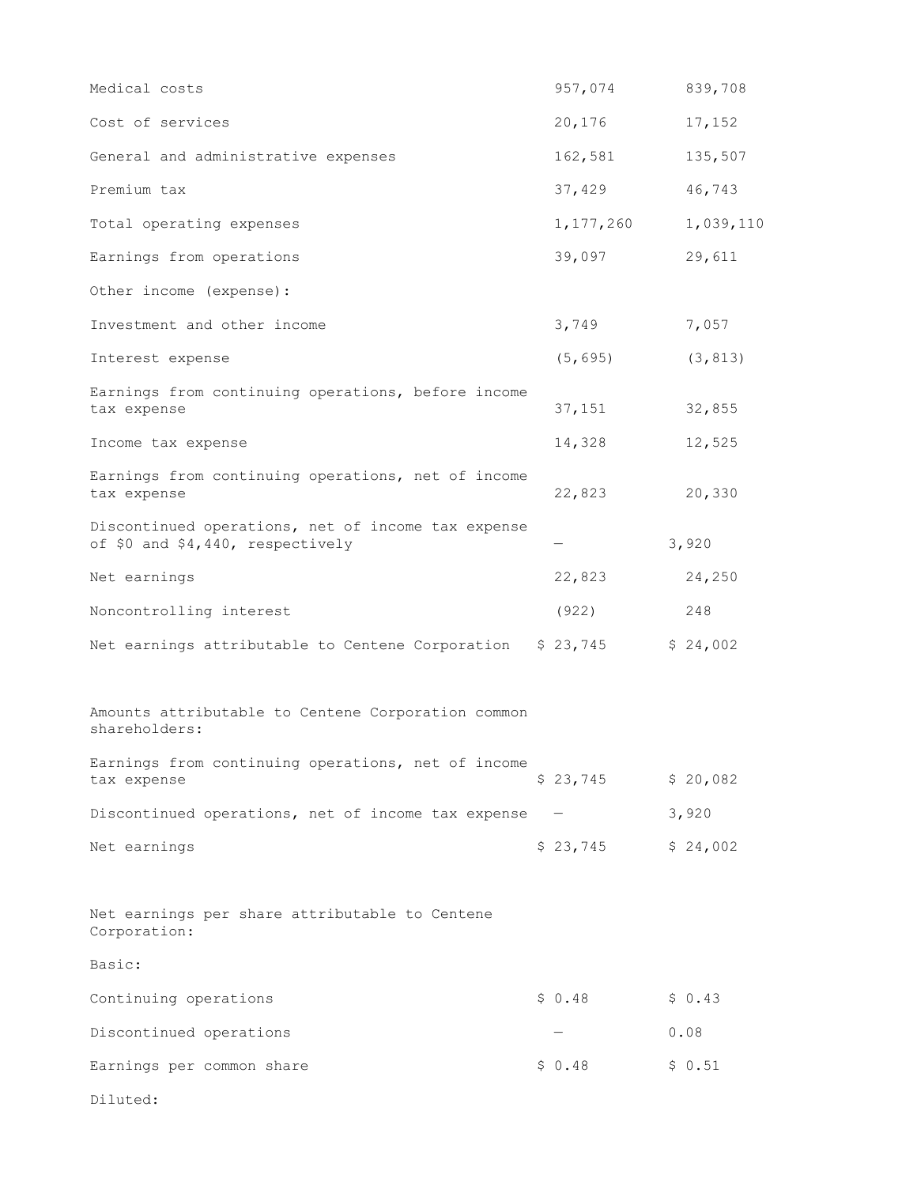| | | |
|---|---|---|
| Medical costs | 957,074 | 839,708 |
| Cost of services | 20,176 | 17,152 |
| General and administrative expenses | 162,581 | 135,507 |
| Premium tax | 37,429 | 46,743 |
| Total operating expenses | 1,177,260 | 1,039,110 |
| Earnings from operations | 39,097 | 29,611 |
| Other income (expense): | | |
| Investment and other income | 3,749 | 7,057 |
| Interest expense | (5,695) | (3,813) |
| Earnings from continuing operations, before income tax expense | 37,151 | 32,855 |
| Income tax expense | 14,328 | 12,525 |
| Earnings from continuing operations, net of income tax expense | 22,823 | 20,330 |
| Discontinued operations, net of income tax expense of $0 and $4,440, respectively | — | 3,920 |
| Net earnings | 22,823 | 24,250 |
| Noncontrolling interest | (922) | 248 |
| Net earnings attributable to Centene Corporation | $ 23,745 | $ 24,002 |
| | | |
| Amounts attributable to Centene Corporation common shareholders: | | |
| Earnings from continuing operations, net of income tax expense | $ 23,745 | $ 20,082 |
| Discontinued operations, net of income tax expense | — | 3,920 |
| Net earnings | $ 23,745 | $ 24,002 |
| | | |
| Net earnings per share attributable to Centene Corporation: | | |
| Basic: | | |
| Continuing operations | $ 0.48 | $ 0.43 |
| Discontinued operations | — | 0.08 |
| Earnings per common share | $ 0.48 | $ 0.51 |
| Diluted: | | |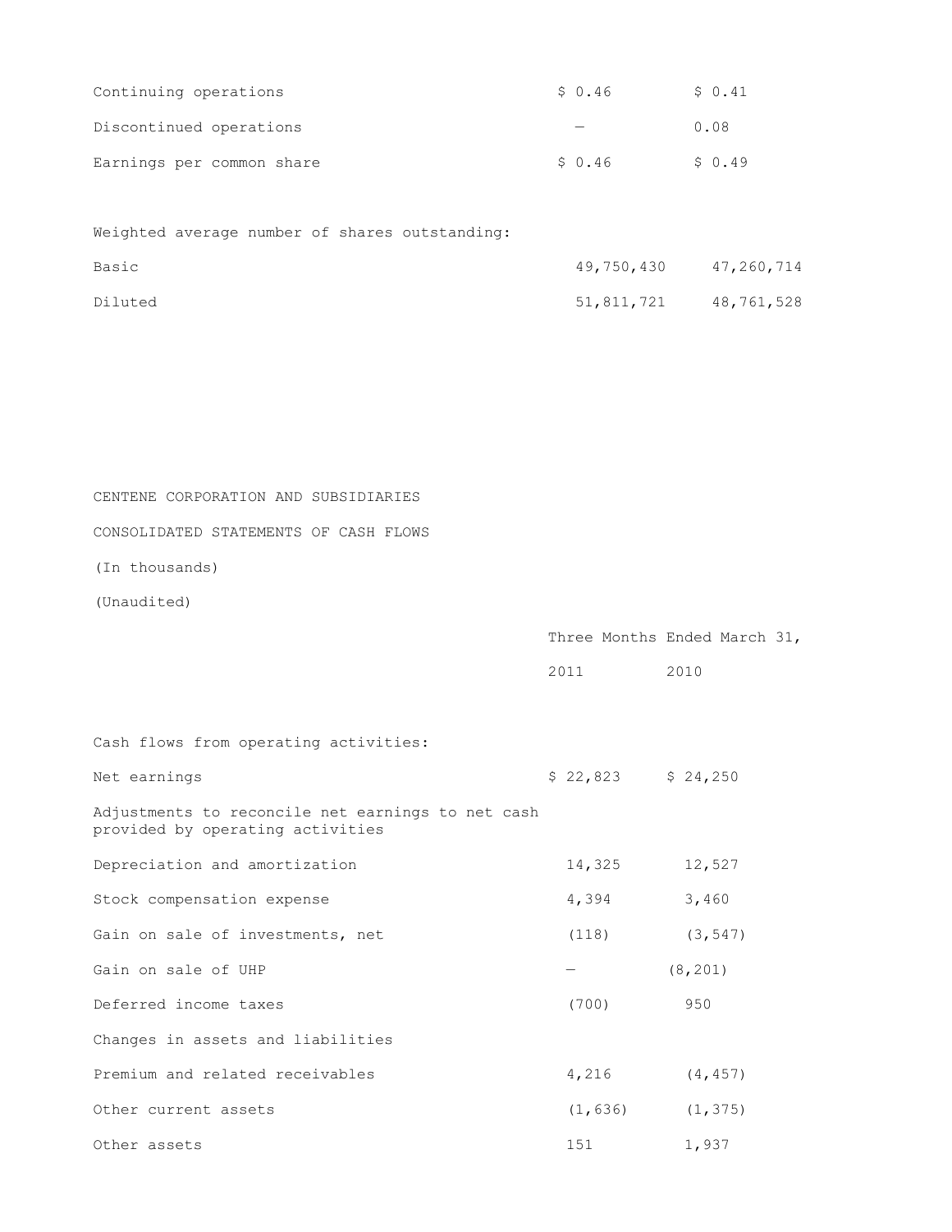| | | |
|---|---|---|
| Continuing operations | $ 0.46 | $ 0.41 |
| Discontinued operations | — | 0.08 |
| Earnings per common share | $ 0.46 | $ 0.49 |
| | | |
| Weighted average number of shares outstanding: | | |
| Basic | 49,750,430 | 47,260,714 |
| Diluted | 51,811,721 | 48,761,528 |

CENTENE CORPORATION AND SUBSIDIARIES

CONSOLIDATED STATEMENTS OF CASH FLOWS

(In thousands)

(Unaudited)

| | Three Months Ended March 31, | |
|---|---|---|
| | 2011 | 2010 |
| Cash flows from operating activities: | | |
| Net earnings | $ 22,823 | $ 24,250 |
| Adjustments to reconcile net earnings to net cash provided by operating activities | | |
| Depreciation and amortization | 14,325 | 12,527 |
| Stock compensation expense | 4,394 | 3,460 |
| Gain on sale of investments, net | (118) | (3,547) |
| Gain on sale of UHP | — | (8,201) |
| Deferred income taxes | (700) | 950 |
| Changes in assets and liabilities | | |
| Premium and related receivables | 4,216 | (4,457) |
| Other current assets | (1,636) | (1,375) |
| Other assets | 151 | 1,937 |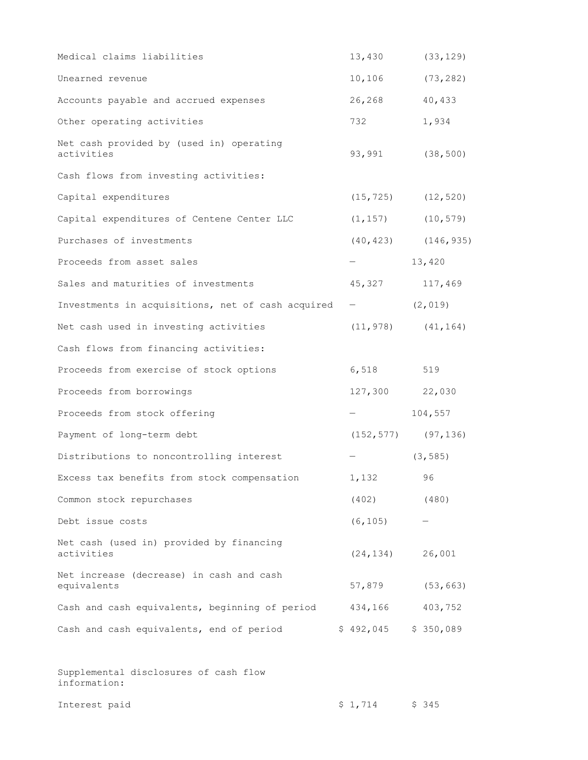| | | |
|---|---|---|
| Medical claims liabilities | 13,430 | (33,129) |
| Unearned revenue | 10,106 | (73,282) |
| Accounts payable and accrued expenses | 26,268 | 40,433 |
| Other operating activities | 732 | 1,934 |
| Net cash provided by (used in) operating activities | 93,991 | (38,500) |
| Cash flows from investing activities: | | |
| Capital expenditures | (15,725) | (12,520) |
| Capital expenditures of Centene Center LLC | (1,157) | (10,579) |
| Purchases of investments | (40,423) | (146,935) |
| Proceeds from asset sales | — | 13,420 |
| Sales and maturities of investments | 45,327 | 117,469 |
| Investments in acquisitions, net of cash acquired | — | (2,019) |
| Net cash used in investing activities | (11,978) | (41,164) |
| Cash flows from financing activities: | | |
| Proceeds from exercise of stock options | 6,518 | 519 |
| Proceeds from borrowings | 127,300 | 22,030 |
| Proceeds from stock offering | — | 104,557 |
| Payment of long-term debt | (152,577) | (97,136) |
| Distributions to noncontrolling interest | — | (3,585) |
| Excess tax benefits from stock compensation | 1,132 | 96 |
| Common stock repurchases | (402) | (480) |
| Debt issue costs | (6,105) | — |
| Net cash (used in) provided by financing activities | (24,134) | 26,001 |
| Net increase (decrease) in cash and cash equivalents | 57,879 | (53,663) |
| Cash and cash equivalents, beginning of period | 434,166 | 403,752 |
| Cash and cash equivalents, end of period | $ 492,045 | $ 350,089 |

| | | |
|---|---|---|
| Supplemental disclosures of cash flow information: | | |
| Interest paid | $ 1,714 | $ 345 |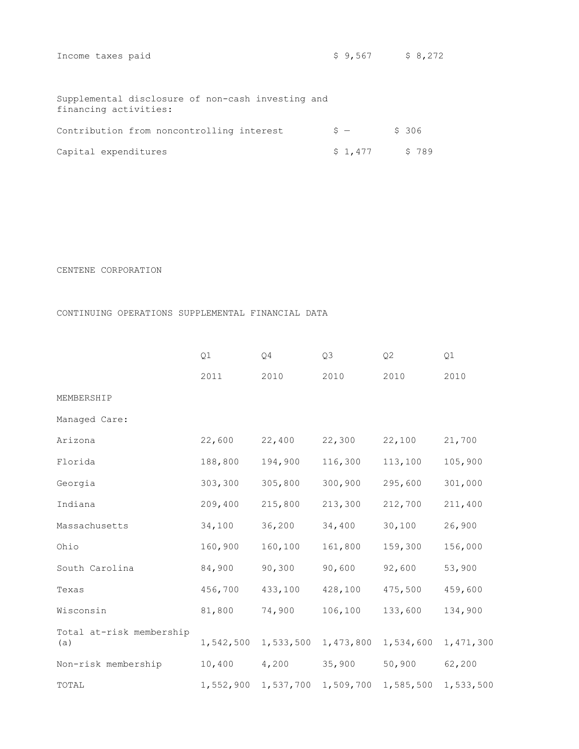| | | |
|---|---|---|
| Income taxes paid | $ 9,567 | $ 8,272 |
| Supplemental disclosure of non-cash investing and financing activities: | | |
| Contribution from noncontrolling interest | $ — | $ 306 |
| Capital expenditures | $ 1,477 | $ 789 |

CENTENE CORPORATION

CONTINUING OPERATIONS SUPPLEMENTAL FINANCIAL DATA

| | Q1 | Q4 | Q3 | Q2 | Q1 |
|---|---|---|---|---|---|
| | 2011 | 2010 | 2010 | 2010 | 2010 |
| MEMBERSHIP | | | | | |
| Managed Care: | | | | | |
| Arizona | 22,600 | 22,400 | 22,300 | 22,100 | 21,700 |
| Florida | 188,800 | 194,900 | 116,300 | 113,100 | 105,900 |
| Georgia | 303,300 | 305,800 | 300,900 | 295,600 | 301,000 |
| Indiana | 209,400 | 215,800 | 213,300 | 212,700 | 211,400 |
| Massachusetts | 34,100 | 36,200 | 34,400 | 30,100 | 26,900 |
| Ohio | 160,900 | 160,100 | 161,800 | 159,300 | 156,000 |
| South Carolina | 84,900 | 90,300 | 90,600 | 92,600 | 53,900 |
| Texas | 456,700 | 433,100 | 428,100 | 475,500 | 459,600 |
| Wisconsin | 81,800 | 74,900 | 106,100 | 133,600 | 134,900 |
| Total at-risk membership (a) | 1,542,500 | 1,533,500 | 1,473,800 | 1,534,600 | 1,471,300 |
| Non-risk membership | 10,400 | 4,200 | 35,900 | 50,900 | 62,200 |
| TOTAL | 1,552,900 | 1,537,700 | 1,509,700 | 1,585,500 | 1,533,500 |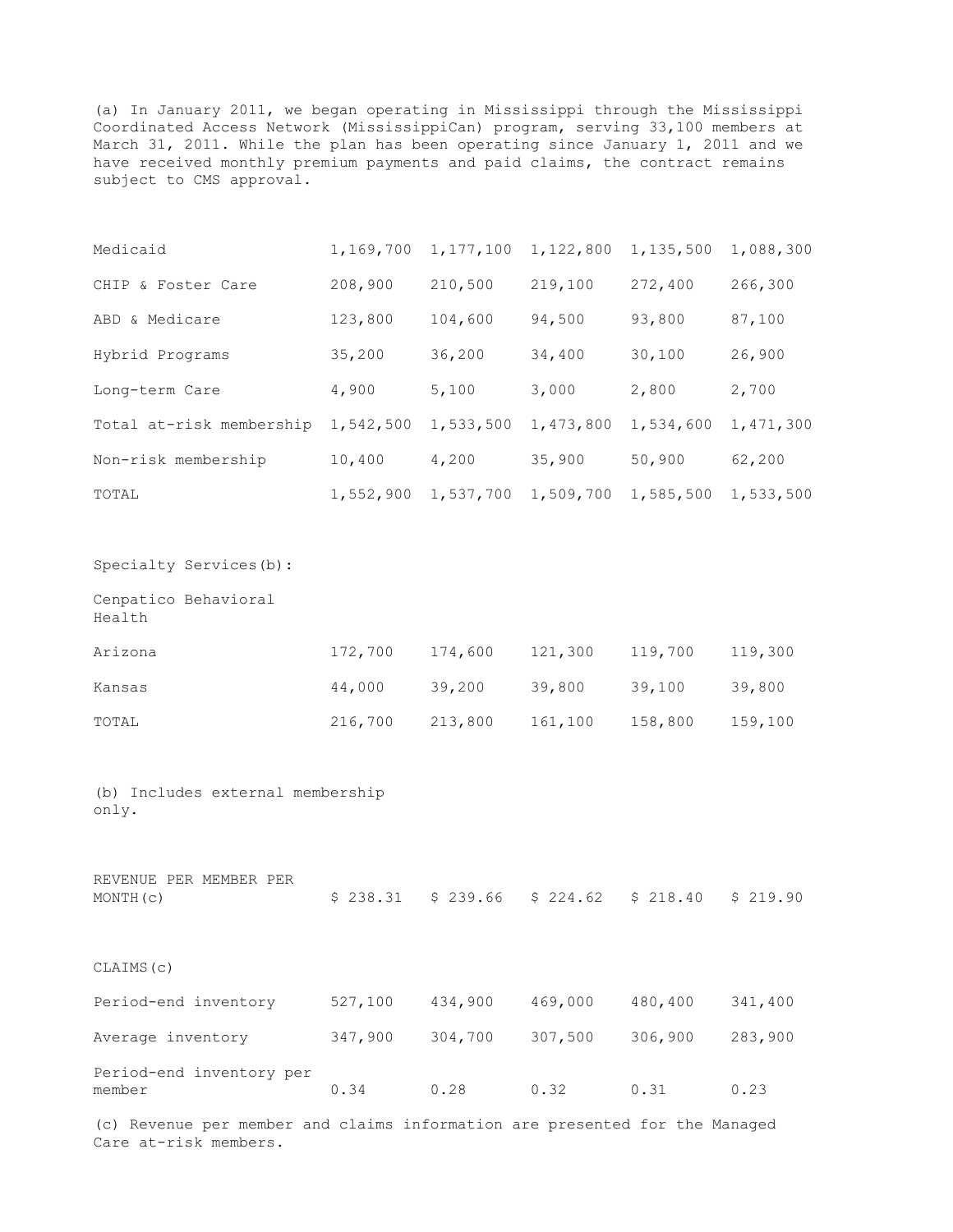(a) In January 2011, we began operating in Mississippi through the Mississippi Coordinated Access Network (MississippiCan) program, serving 33,100 members at March 31, 2011. While the plan has been operating since January 1, 2011 and we have received monthly premium payments and paid claims, the contract remains subject to CMS approval.

| | | | | | |
|---|---|---|---|---|---|
| Medicaid | 1,169,700 | 1,177,100 | 1,122,800 | 1,135,500 | 1,088,300 |
| CHIP & Foster Care | 208,900 | 210,500 | 219,100 | 272,400 | 266,300 |
| ABD & Medicare | 123,800 | 104,600 | 94,500 | 93,800 | 87,100 |
| Hybrid Programs | 35,200 | 36,200 | 34,400 | 30,100 | 26,900 |
| Long-term Care | 4,900 | 5,100 | 3,000 | 2,800 | 2,700 |
| Total at-risk membership | 1,542,500 | 1,533,500 | 1,473,800 | 1,534,600 | 1,471,300 |
| Non-risk membership | 10,400 | 4,200 | 35,900 | 50,900 | 62,200 |
| TOTAL | 1,552,900 | 1,537,700 | 1,509,700 | 1,585,500 | 1,533,500 |
| | | | | | |
| Specialty Services(b): | | | | | |
| Cenpatico Behavioral Health | | | | | |
| Arizona | 172,700 | 174,600 | 121,300 | 119,700 | 119,300 |
| Kansas | 44,000 | 39,200 | 39,800 | 39,100 | 39,800 |
| TOTAL | 216,700 | 213,800 | 161,100 | 158,800 | 159,100 |

(b) Includes external membership only.

| | | | | | |
|---|---|---|---|---|---|
| REVENUE PER MEMBER PER MONTH(c) | $ 238.31 | $ 239.66 | $ 224.62 | $ 218.40 | $ 219.90 |
| | | | | | |
| CLAIMS(c) | | | | | |
| Period-end inventory | 527,100 | 434,900 | 469,000 | 480,400 | 341,400 |
| Average inventory | 347,900 | 304,700 | 307,500 | 306,900 | 283,900 |
| Period-end inventory per member | 0.34 | 0.28 | 0.32 | 0.31 | 0.23 |

(c) Revenue per member and claims information are presented for the Managed Care at-risk members.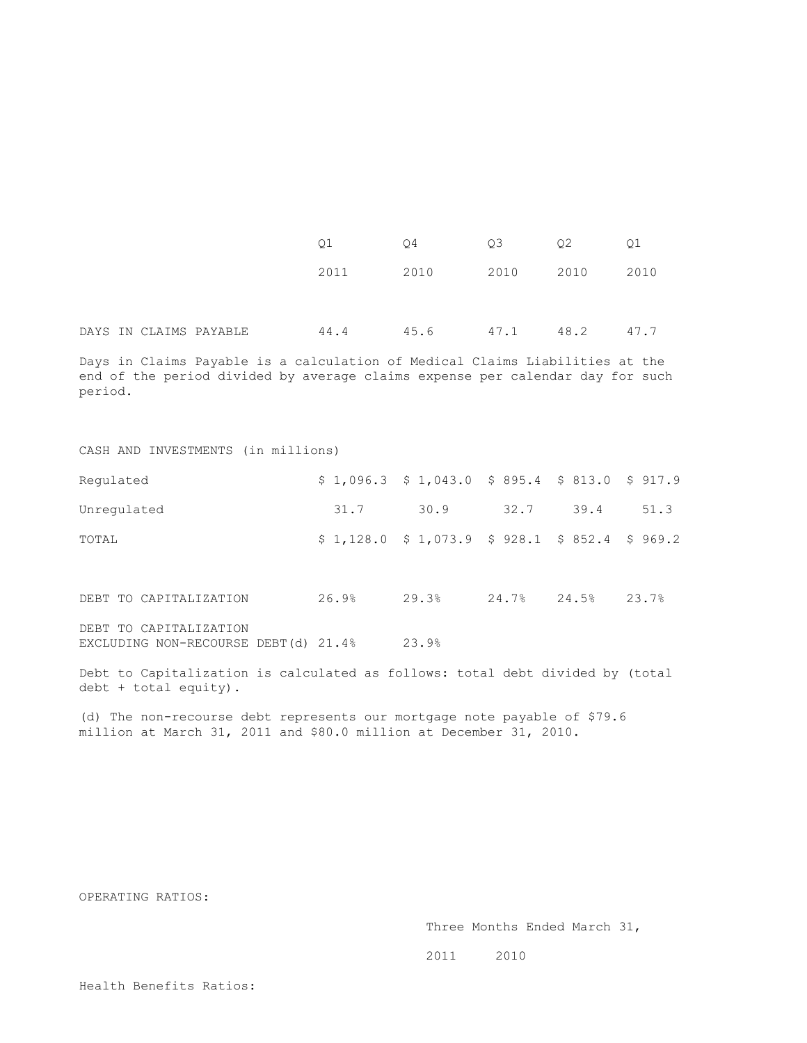| | Q1 2011 | Q4 2010 | Q3 2010 | Q2 2010 | Q1 2010 |
|---|---|---|---|---|---|
| DAYS IN CLAIMS PAYABLE | 44.4 | 45.6 | 47.1 | 48.2 | 47.7 |

Days in Claims Payable is a calculation of Medical Claims Liabilities at the end of the period divided by average claims expense per calendar day for such period.

| CASH AND INVESTMENTS (in millions) | Q1 2011 | Q4 2010 | Q3 2010 | Q2 2010 | Q1 2010 |
|---|---|---|---|---|---|
| Regulated | $ 1,096.3 | $ 1,043.0 | $ 895.4 | $ 813.0 | $ 917.9 |
| Unregulated | 31.7 | 30.9 | 32.7 | 39.4 | 51.3 |
| TOTAL | $ 1,128.0 | $ 1,073.9 | $ 928.1 | $ 852.4 | $ 969.2 |

| | Q1 2011 | Q4 2010 | Q3 2010 | Q2 2010 | Q1 2010 |
|---|---|---|---|---|---|
| DEBT TO CAPITALIZATION | 26.9% | 29.3% | 24.7% | 24.5% | 23.7% |
| DEBT TO CAPITALIZATION EXCLUDING NON-RECOURSE DEBT(d) | 21.4% | 23.9% | | | |

Debt to Capitalization is calculated as follows: total debt divided by (total debt + total equity).

(d) The non-recourse debt represents our mortgage note payable of $79.6 million at March 31, 2011 and $80.0 million at December 31, 2010.

OPERATING RATIOS:

| | Three Months Ended March 31, | |
|---|---|---|
| | 2011 | 2010 |
| Health Benefits Ratios: | | |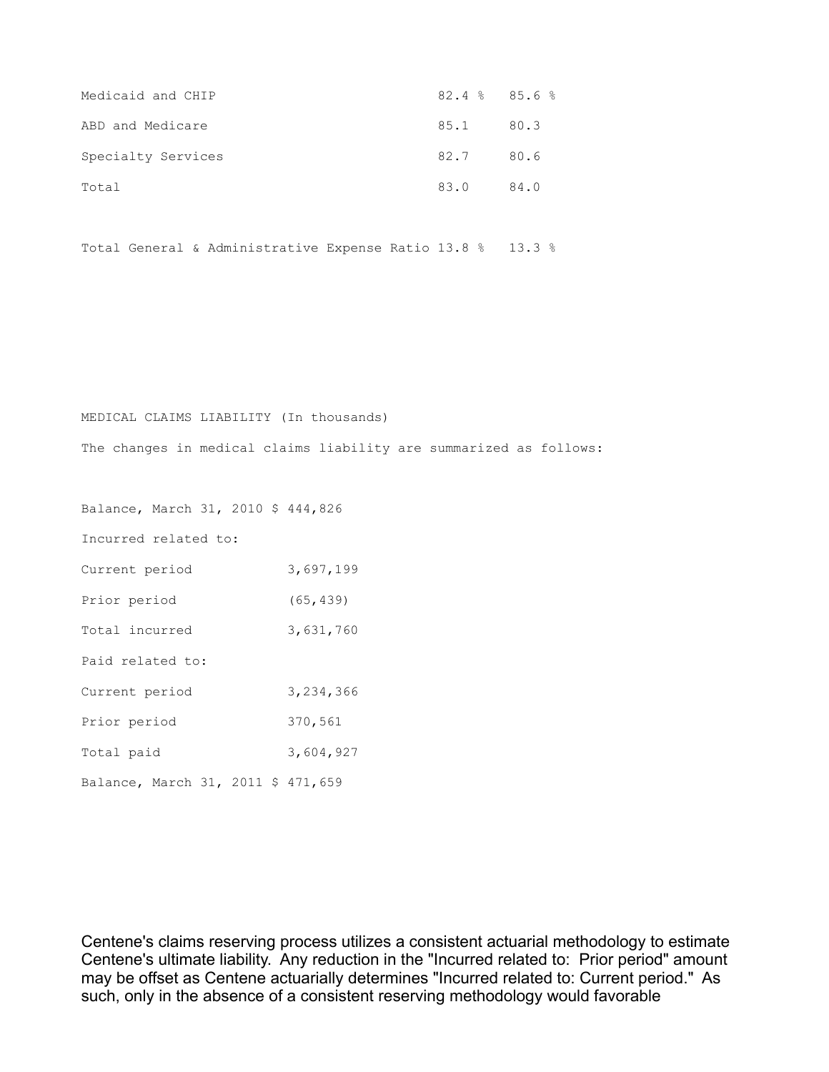| | | |
|---|---|---|
| Medicaid and CHIP | 82.4 % | 85.6 % |
| ABD and Medicare | 85.1 | 80.3 |
| Specialty Services | 82.7 | 80.6 |
| Total | 83.0 | 84.0 |
| | | |
| Total General & Administrative Expense Ratio | 13.8 % | 13.3 % |

MEDICAL CLAIMS LIABILITY (In thousands)

The changes in medical claims liability are summarized as follows:

| | |
|---|---|
| Balance, March 31, 2010 | $ 444,826 |
| Incurred related to: | |
| Current period | 3,697,199 |
| Prior period | (65,439) |
| Total incurred | 3,631,760 |
| Paid related to: | |
| Current period | 3,234,366 |
| Prior period | 370,561 |
| Total paid | 3,604,927 |
| Balance, March 31, 2011 | $ 471,659 |

Centene's claims reserving process utilizes a consistent actuarial methodology to estimate Centene's ultimate liability. Any reduction in the "Incurred related to: Prior period" amount may be offset as Centene actuarially determines "Incurred related to: Current period." As such, only in the absence of a consistent reserving methodology would favorable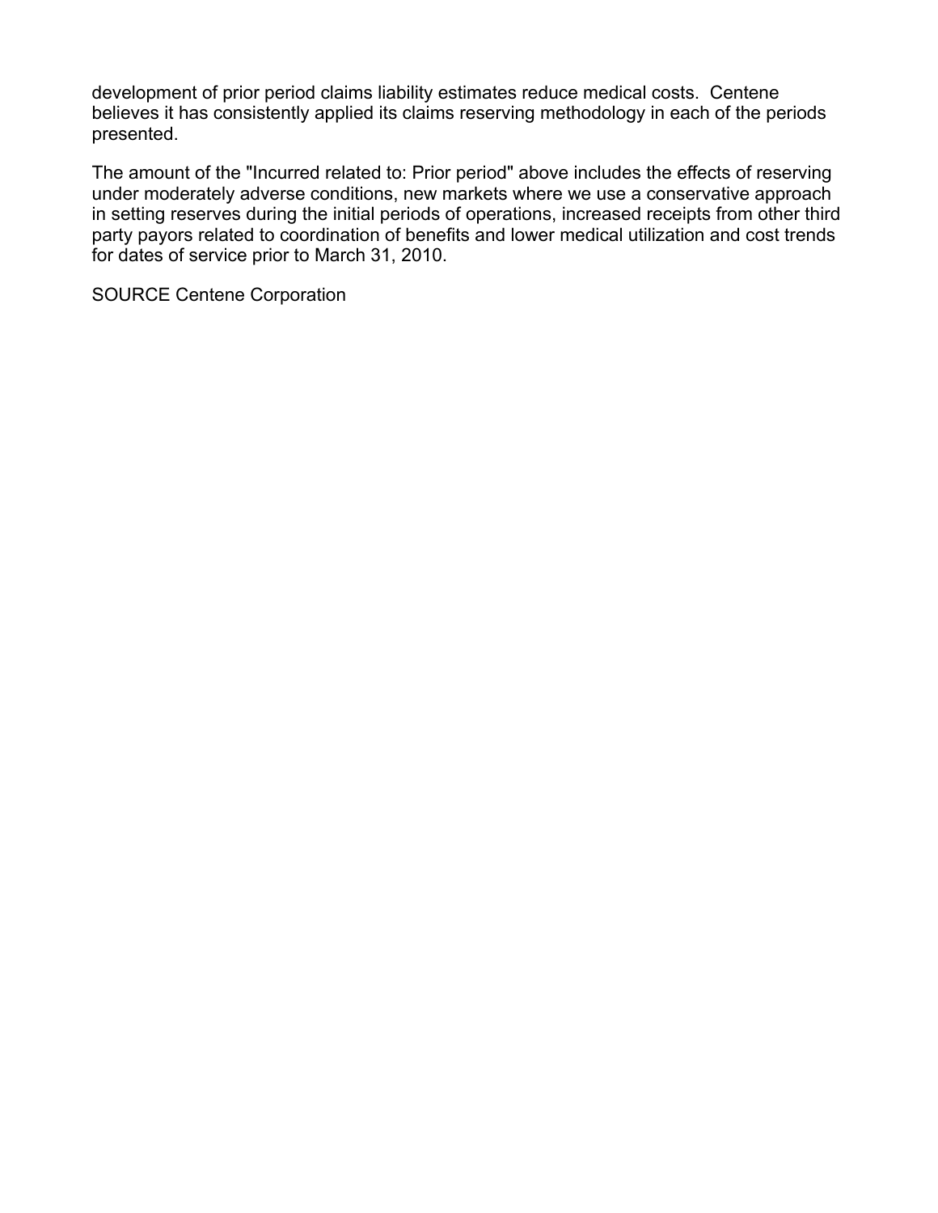development of prior period claims liability estimates reduce medical costs. Centene believes it has consistently applied its claims reserving methodology in each of the periods presented.

The amount of the "Incurred related to: Prior period" above includes the effects of reserving under moderately adverse conditions, new markets where we use a conservative approach in setting reserves during the initial periods of operations, increased receipts from other third party payors related to coordination of benefits and lower medical utilization and cost trends for dates of service prior to March 31, 2010.

SOURCE Centene Corporation